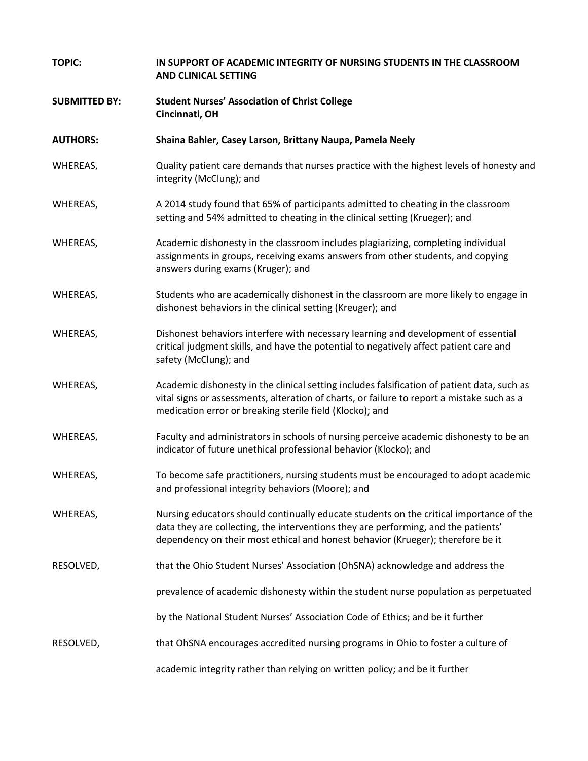**TOPIC:** **IN SUPPORT OF ACADEMIC INTEGRITY OF NURSING STUDENTS IN THE CLASSROOM AND CLINICAL SETTING**

**SUBMITTED BY:** **Student Nurses' Association of Christ College**
**Cincinnati, OH**

**AUTHORS:** **Shaina Bahler, Casey Larson, Brittany Naupa, Pamela Neely**

WHEREAS, Quality patient care demands that nurses practice with the highest levels of honesty and integrity (McClung); and

WHEREAS, A 2014 study found that 65% of participants admitted to cheating in the classroom setting and 54% admitted to cheating in the clinical setting (Krueger); and

WHEREAS, Academic dishonesty in the classroom includes plagiarizing, completing individual assignments in groups, receiving exams answers from other students, and copying answers during exams (Kruger); and

WHEREAS, Students who are academically dishonest in the classroom are more likely to engage in dishonest behaviors in the clinical setting (Kreuger); and

WHEREAS, Dishonest behaviors interfere with necessary learning and development of essential critical judgment skills, and have the potential to negatively affect patient care and safety (McClung); and

WHEREAS, Academic dishonesty in the clinical setting includes falsification of patient data, such as vital signs or assessments, alteration of charts, or failure to report a mistake such as a medication error or breaking sterile field (Klocko); and

WHEREAS, Faculty and administrators in schools of nursing perceive academic dishonesty to be an indicator of future unethical professional behavior (Klocko); and

WHEREAS, To become safe practitioners, nursing students must be encouraged to adopt academic and professional integrity behaviors (Moore); and

WHEREAS, Nursing educators should continually educate students on the critical importance of the data they are collecting, the interventions they are performing, and the patients' dependency on their most ethical and honest behavior (Krueger); therefore be it

RESOLVED, that the Ohio Student Nurses' Association (OhSNA) acknowledge and address the prevalence of academic dishonesty within the student nurse population as perpetuated by the National Student Nurses' Association Code of Ethics; and be it further

RESOLVED, that OhSNA encourages accredited nursing programs in Ohio to foster a culture of academic integrity rather than relying on written policy; and be it further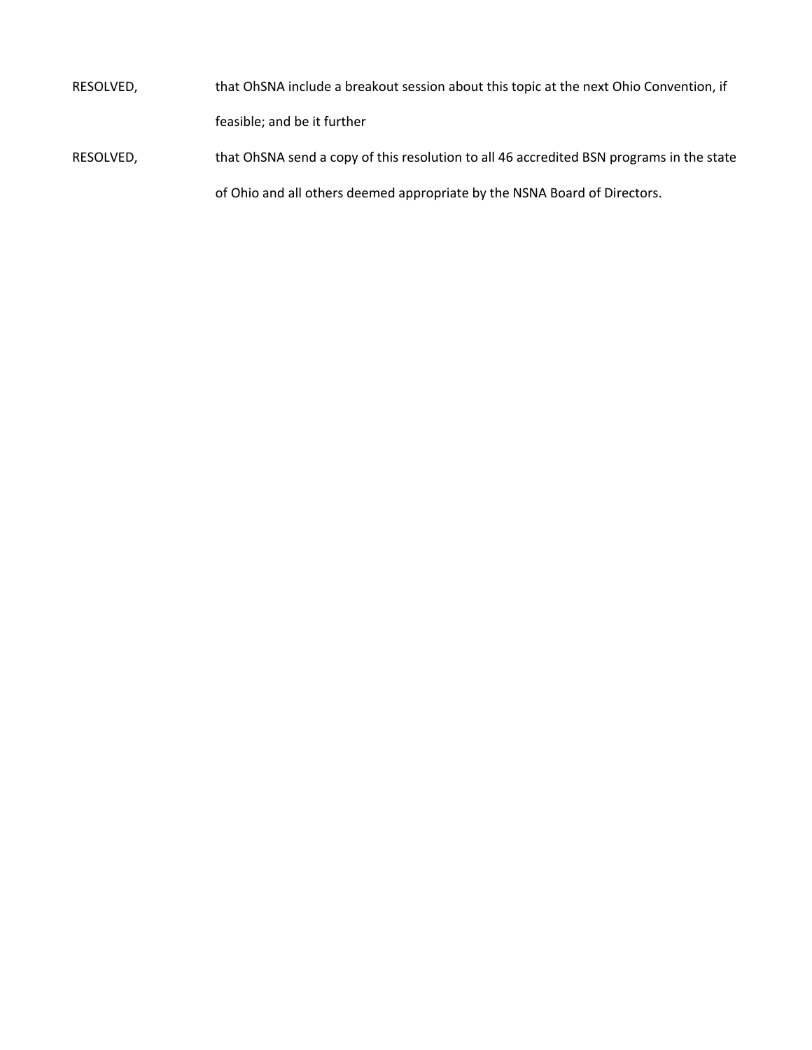RESOLVED, that OhSNA include a breakout session about this topic at the next Ohio Convention, if feasible; and be it further

RESOLVED, that OhSNA send a copy of this resolution to all 46 accredited BSN programs in the state of Ohio and all others deemed appropriate by the NSNA Board of Directors.